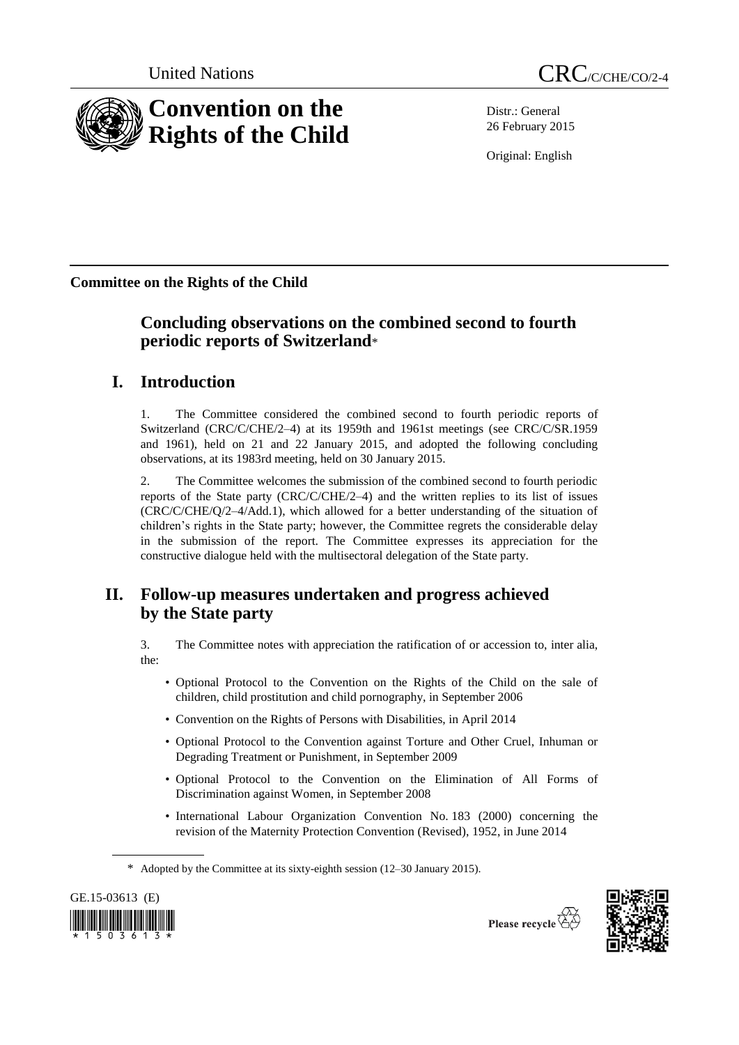United Nations CRC/C/CHE/CO/2-4

# Convention on the Rights of the Child

Distr.: General
26 February 2015

Original: English

**Committee on the Rights of the Child**

## Concluding observations on the combined second to fourth periodic reports of Switzerland*

## I. Introduction

1. The Committee considered the combined second to fourth periodic reports of Switzerland (CRC/C/CHE/2–4) at its 1959th and 1961st meetings (see CRC/C/SR.1959 and 1961), held on 21 and 22 January 2015, and adopted the following concluding observations, at its 1983rd meeting, held on 30 January 2015.

2. The Committee welcomes the submission of the combined second to fourth periodic reports of the State party (CRC/C/CHE/2–4) and the written replies to its list of issues (CRC/C/CHE/Q/2–4/Add.1), which allowed for a better understanding of the situation of children's rights in the State party; however, the Committee regrets the considerable delay in the submission of the report. The Committee expresses its appreciation for the constructive dialogue held with the multisectoral delegation of the State party.

## II. Follow-up measures undertaken and progress achieved by the State party

3. The Committee notes with appreciation the ratification of or accession to, inter alia, the:

- Optional Protocol to the Convention on the Rights of the Child on the sale of children, child prostitution and child pornography, in September 2006
- Convention on the Rights of Persons with Disabilities, in April 2014
- Optional Protocol to the Convention against Torture and Other Cruel, Inhuman or Degrading Treatment or Punishment, in September 2009
- Optional Protocol to the Convention on the Elimination of All Forms of Discrimination against Women, in September 2008
- International Labour Organization Convention No. 183 (2000) concerning the revision of the Maternity Protection Convention (Revised), 1952, in June 2014

\* Adopted by the Committee at its sixty-eighth session (12–30 January 2015).

GE.15-03613 (E)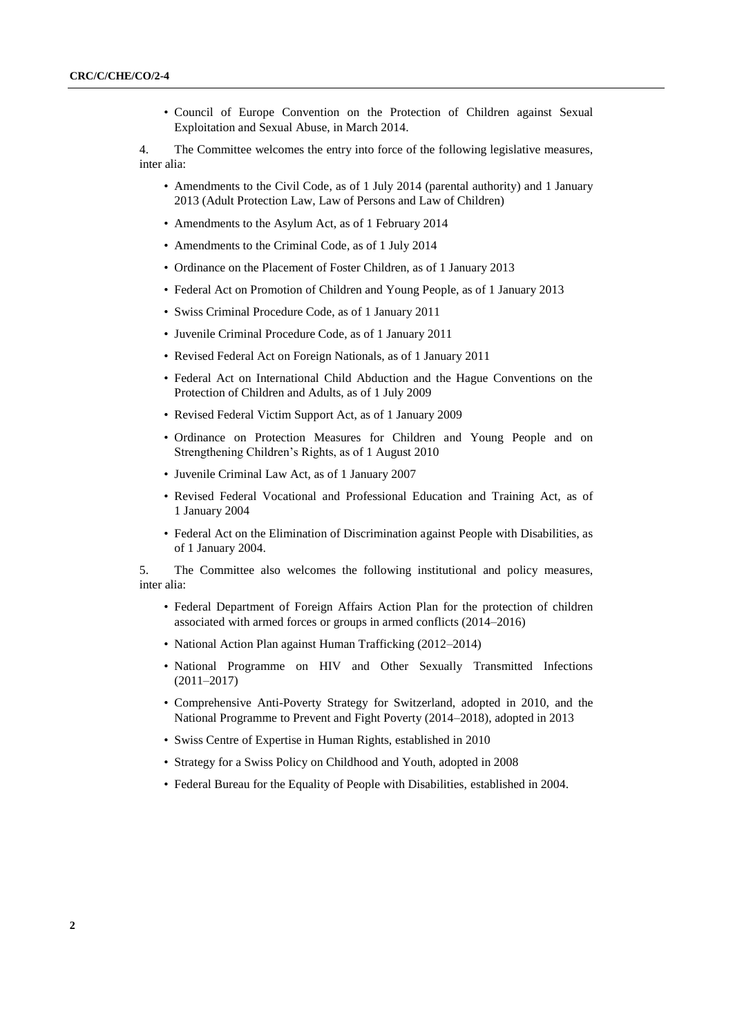- Council of Europe Convention on the Protection of Children against Sexual Exploitation and Sexual Abuse, in March 2014.

4. The Committee welcomes the entry into force of the following legislative measures, inter alia:

- Amendments to the Civil Code, as of 1 July 2014 (parental authority) and 1 January 2013 (Adult Protection Law, Law of Persons and Law of Children)
- Amendments to the Asylum Act, as of 1 February 2014
- Amendments to the Criminal Code, as of 1 July 2014
- Ordinance on the Placement of Foster Children, as of 1 January 2013
- Federal Act on Promotion of Children and Young People, as of 1 January 2013
- Swiss Criminal Procedure Code, as of 1 January 2011
- Juvenile Criminal Procedure Code, as of 1 January 2011
- Revised Federal Act on Foreign Nationals, as of 1 January 2011
- Federal Act on International Child Abduction and the Hague Conventions on the Protection of Children and Adults, as of 1 July 2009
- Revised Federal Victim Support Act, as of 1 January 2009
- Ordinance on Protection Measures for Children and Young People and on Strengthening Children's Rights, as of 1 August 2010
- Juvenile Criminal Law Act, as of 1 January 2007
- Revised Federal Vocational and Professional Education and Training Act, as of 1 January 2004
- Federal Act on the Elimination of Discrimination against People with Disabilities, as of 1 January 2004.

5. The Committee also welcomes the following institutional and policy measures, inter alia:

- Federal Department of Foreign Affairs Action Plan for the protection of children associated with armed forces or groups in armed conflicts (2014–2016)
- National Action Plan against Human Trafficking (2012–2014)
- National Programme on HIV and Other Sexually Transmitted Infections (2011–2017)
- Comprehensive Anti-Poverty Strategy for Switzerland, adopted in 2010, and the National Programme to Prevent and Fight Poverty (2014–2018), adopted in 2013
- Swiss Centre of Expertise in Human Rights, established in 2010
- Strategy for a Swiss Policy on Childhood and Youth, adopted in 2008
- Federal Bureau for the Equality of People with Disabilities, established in 2004.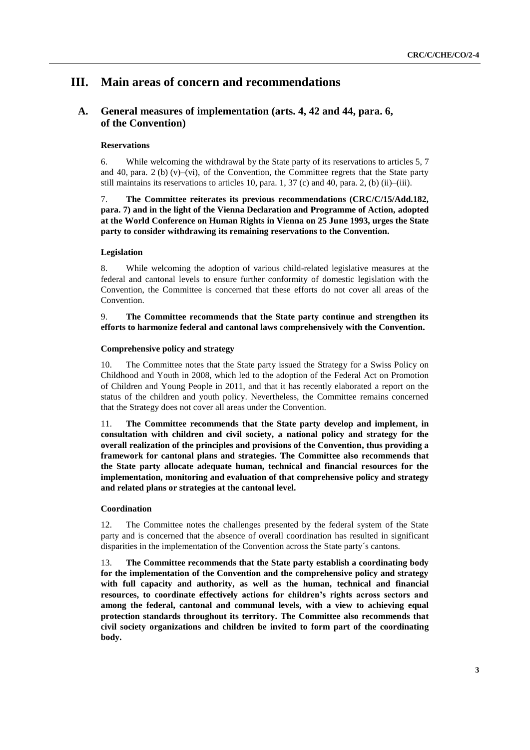# III. Main areas of concern and recommendations

## A. General measures of implementation (arts. 4, 42 and 44, para. 6, of the Convention)

### Reservations

6. While welcoming the withdrawal by the State party of its reservations to articles 5, 7 and 40, para. 2 (b) (v)–(vi), of the Convention, the Committee regrets that the State party still maintains its reservations to articles 10, para. 1, 37 (c) and 40, para. 2, (b) (ii)–(iii).

7. **The Committee reiterates its previous recommendations (CRC/C/15/Add.182, para. 7) and in the light of the Vienna Declaration and Programme of Action, adopted at the World Conference on Human Rights in Vienna on 25 June 1993, urges the State party to consider withdrawing its remaining reservations to the Convention.**

### Legislation

8. While welcoming the adoption of various child-related legislative measures at the federal and cantonal levels to ensure further conformity of domestic legislation with the Convention, the Committee is concerned that these efforts do not cover all areas of the Convention.

9. **The Committee recommends that the State party continue and strengthen its efforts to harmonize federal and cantonal laws comprehensively with the Convention.**

### Comprehensive policy and strategy

10. The Committee notes that the State party issued the Strategy for a Swiss Policy on Childhood and Youth in 2008, which led to the adoption of the Federal Act on Promotion of Children and Young People in 2011, and that it has recently elaborated a report on the status of the children and youth policy. Nevertheless, the Committee remains concerned that the Strategy does not cover all areas under the Convention.

11. **The Committee recommends that the State party develop and implement, in consultation with children and civil society, a national policy and strategy for the overall realization of the principles and provisions of the Convention, thus providing a framework for cantonal plans and strategies. The Committee also recommends that the State party allocate adequate human, technical and financial resources for the implementation, monitoring and evaluation of that comprehensive policy and strategy and related plans or strategies at the cantonal level.**

### Coordination

12. The Committee notes the challenges presented by the federal system of the State party and is concerned that the absence of overall coordination has resulted in significant disparities in the implementation of the Convention across the State party´s cantons.

13. **The Committee recommends that the State party establish a coordinating body for the implementation of the Convention and the comprehensive policy and strategy with full capacity and authority, as well as the human, technical and financial resources, to coordinate effectively actions for children's rights across sectors and among the federal, cantonal and communal levels, with a view to achieving equal protection standards throughout its territory. The Committee also recommends that civil society organizations and children be invited to form part of the coordinating body.**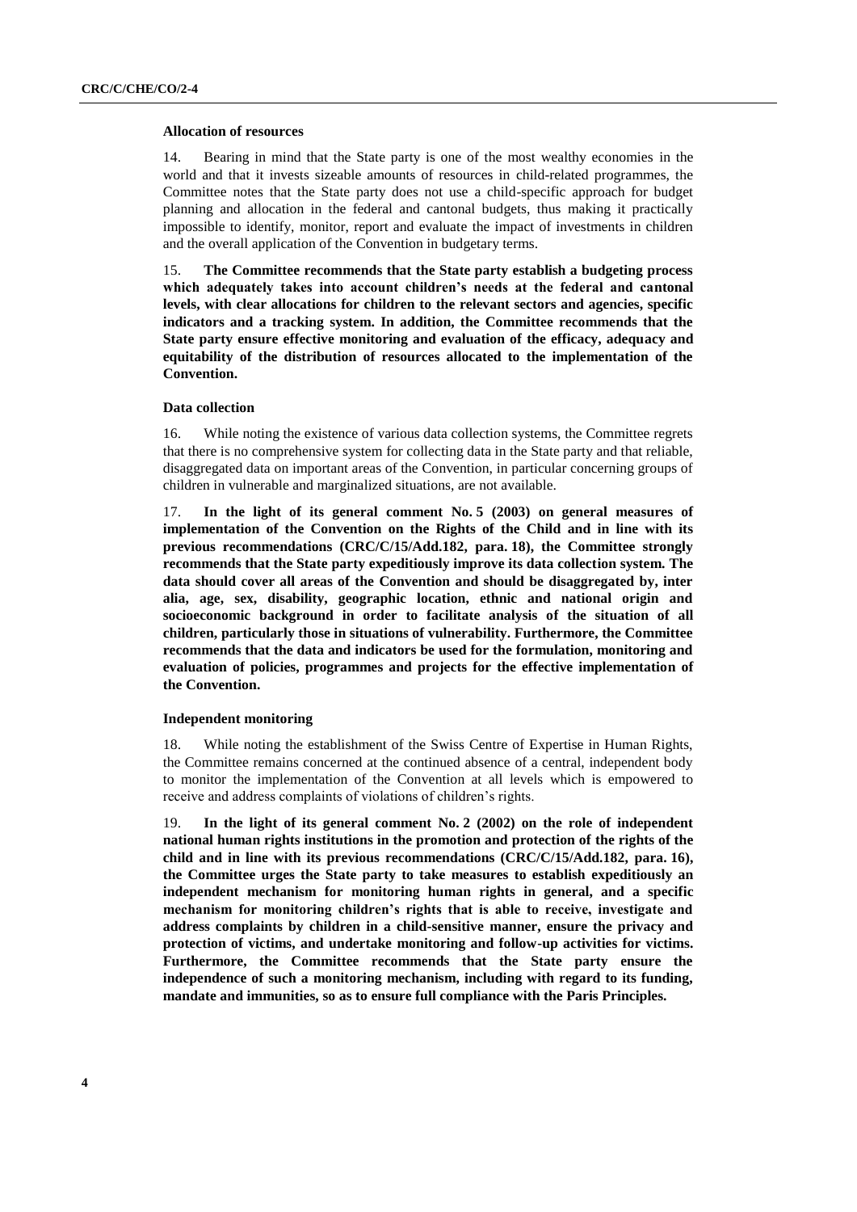### Allocation of resources

14. Bearing in mind that the State party is one of the most wealthy economies in the world and that it invests sizeable amounts of resources in child-related programmes, the Committee notes that the State party does not use a child-specific approach for budget planning and allocation in the federal and cantonal budgets, thus making it practically impossible to identify, monitor, report and evaluate the impact of investments in children and the overall application of the Convention in budgetary terms.

15. **The Committee recommends that the State party establish a budgeting process which adequately takes into account children's needs at the federal and cantonal levels, with clear allocations for children to the relevant sectors and agencies, specific indicators and a tracking system. In addition, the Committee recommends that the State party ensure effective monitoring and evaluation of the efficacy, adequacy and equitability of the distribution of resources allocated to the implementation of the Convention.**

### Data collection

16. While noting the existence of various data collection systems, the Committee regrets that there is no comprehensive system for collecting data in the State party and that reliable, disaggregated data on important areas of the Convention, in particular concerning groups of children in vulnerable and marginalized situations, are not available.

17. **In the light of its general comment No. 5 (2003) on general measures of implementation of the Convention on the Rights of the Child and in line with its previous recommendations (CRC/C/15/Add.182, para. 18), the Committee strongly recommends that the State party expeditiously improve its data collection system. The data should cover all areas of the Convention and should be disaggregated by, inter alia, age, sex, disability, geographic location, ethnic and national origin and socioeconomic background in order to facilitate analysis of the situation of all children, particularly those in situations of vulnerability. Furthermore, the Committee recommends that the data and indicators be used for the formulation, monitoring and evaluation of policies, programmes and projects for the effective implementation of the Convention.**

### Independent monitoring

18. While noting the establishment of the Swiss Centre of Expertise in Human Rights, the Committee remains concerned at the continued absence of a central, independent body to monitor the implementation of the Convention at all levels which is empowered to receive and address complaints of violations of children's rights.

19. **In the light of its general comment No. 2 (2002) on the role of independent national human rights institutions in the promotion and protection of the rights of the child and in line with its previous recommendations (CRC/C/15/Add.182, para. 16), the Committee urges the State party to take measures to establish expeditiously an independent mechanism for monitoring human rights in general, and a specific mechanism for monitoring children's rights that is able to receive, investigate and address complaints by children in a child-sensitive manner, ensure the privacy and protection of victims, and undertake monitoring and follow-up activities for victims. Furthermore, the Committee recommends that the State party ensure the independence of such a monitoring mechanism, including with regard to its funding, mandate and immunities, so as to ensure full compliance with the Paris Principles.**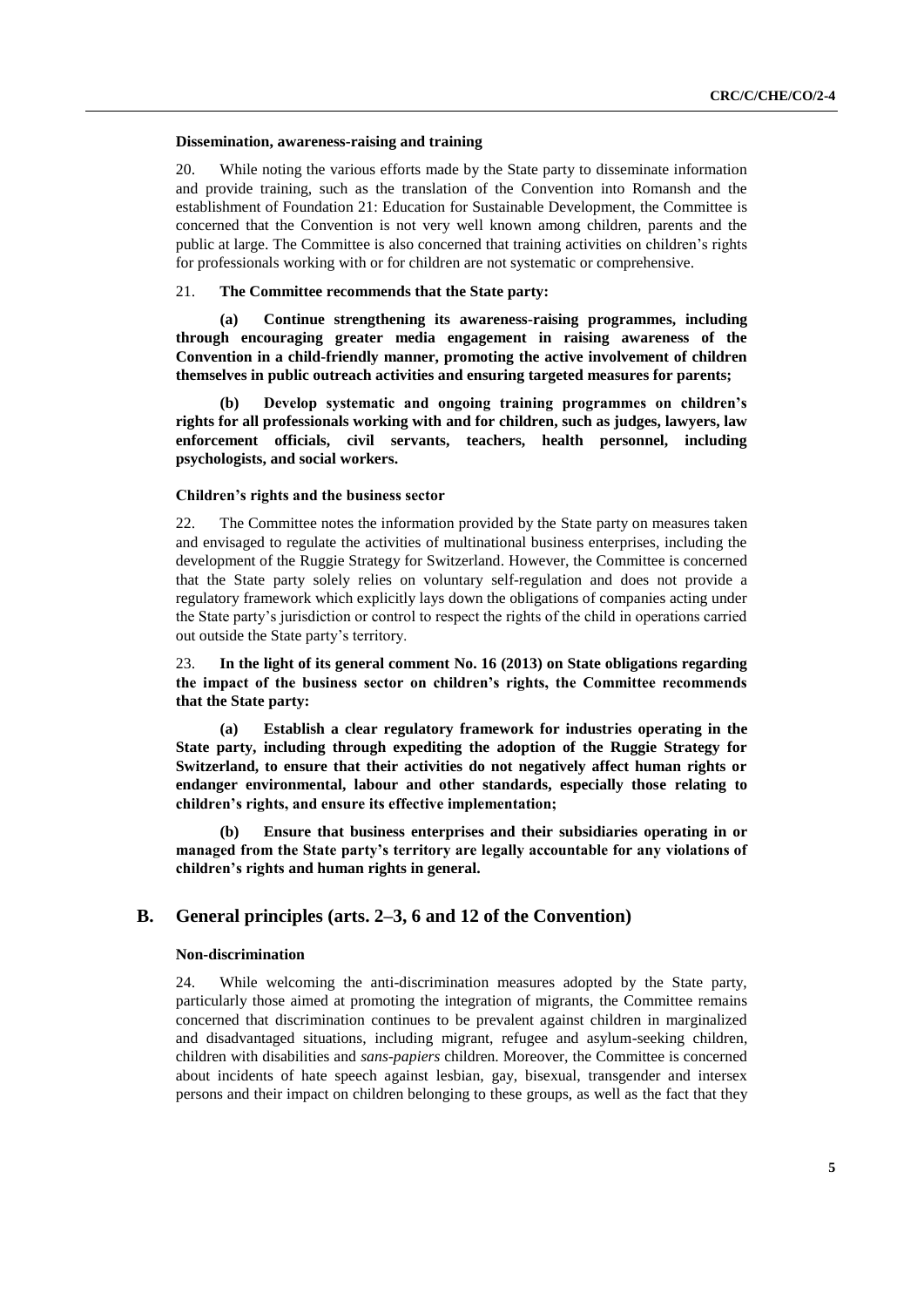#### Dissemination, awareness-raising and training

20. While noting the various efforts made by the State party to disseminate information and provide training, such as the translation of the Convention into Romansh and the establishment of Foundation 21: Education for Sustainable Development, the Committee is concerned that the Convention is not very well known among children, parents and the public at large. The Committee is also concerned that training activities on children's rights for professionals working with or for children are not systematic or comprehensive.

21. **The Committee recommends that the State party:**

**(a) Continue strengthening its awareness-raising programmes, including through encouraging greater media engagement in raising awareness of the Convention in a child-friendly manner, promoting the active involvement of children themselves in public outreach activities and ensuring targeted measures for parents;**

**(b) Develop systematic and ongoing training programmes on children's rights for all professionals working with and for children, such as judges, lawyers, law enforcement officials, civil servants, teachers, health personnel, including psychologists, and social workers.**

#### Children's rights and the business sector

22. The Committee notes the information provided by the State party on measures taken and envisaged to regulate the activities of multinational business enterprises, including the development of the Ruggie Strategy for Switzerland. However, the Committee is concerned that the State party solely relies on voluntary self-regulation and does not provide a regulatory framework which explicitly lays down the obligations of companies acting under the State party's jurisdiction or control to respect the rights of the child in operations carried out outside the State party's territory.

23. **In the light of its general comment No. 16 (2013) on State obligations regarding the impact of the business sector on children's rights, the Committee recommends that the State party:**

**(a) Establish a clear regulatory framework for industries operating in the State party, including through expediting the adoption of the Ruggie Strategy for Switzerland, to ensure that their activities do not negatively affect human rights or endanger environmental, labour and other standards, especially those relating to children's rights, and ensure its effective implementation;**

**(b) Ensure that business enterprises and their subsidiaries operating in or managed from the State party's territory are legally accountable for any violations of children's rights and human rights in general.**

## B. General principles (arts. 2–3, 6 and 12 of the Convention)

#### Non-discrimination

24. While welcoming the anti-discrimination measures adopted by the State party, particularly those aimed at promoting the integration of migrants, the Committee remains concerned that discrimination continues to be prevalent against children in marginalized and disadvantaged situations, including migrant, refugee and asylum-seeking children, children with disabilities and *sans-papiers* children. Moreover, the Committee is concerned about incidents of hate speech against lesbian, gay, bisexual, transgender and intersex persons and their impact on children belonging to these groups, as well as the fact that they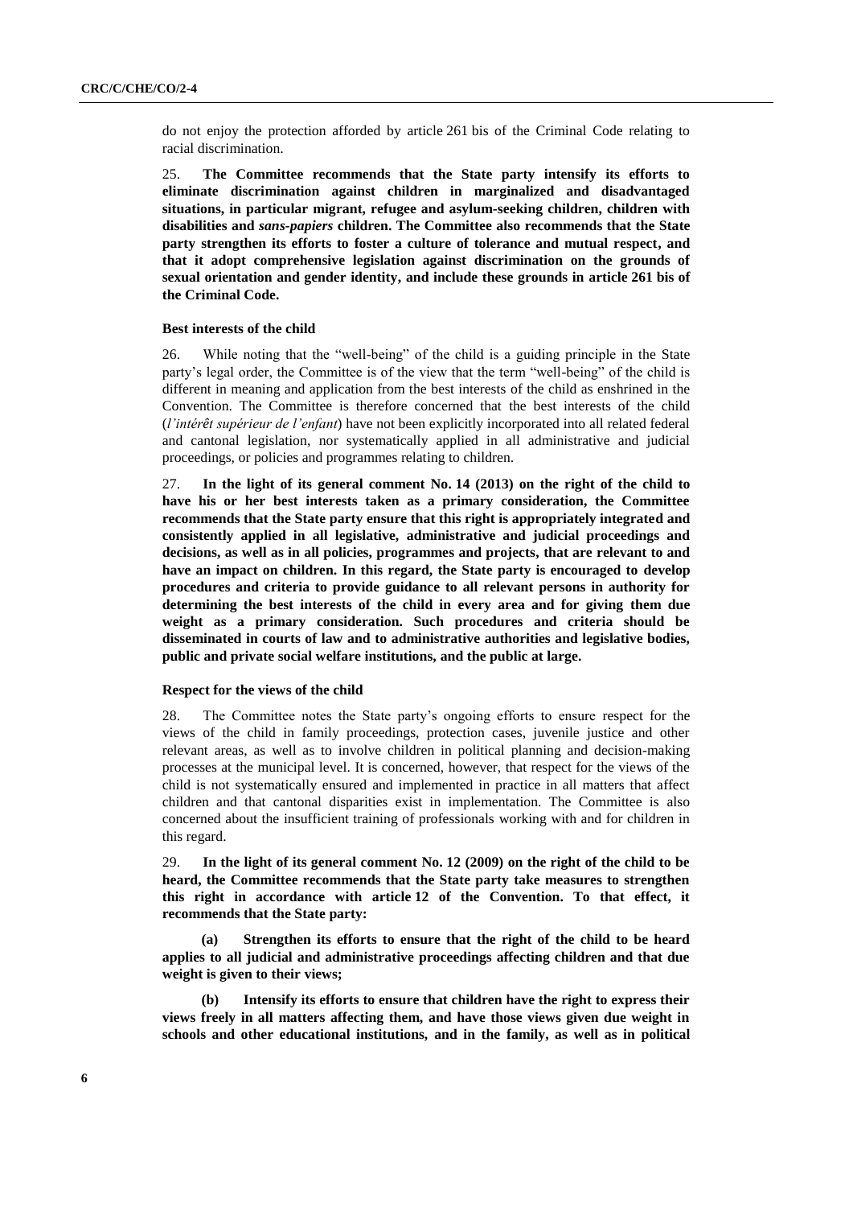do not enjoy the protection afforded by article 261 bis of the Criminal Code relating to racial discrimination.

25. **The Committee recommends that the State party intensify its efforts to eliminate discrimination against children in marginalized and disadvantaged situations, in particular migrant, refugee and asylum-seeking children, children with disabilities and *sans-papiers* children. The Committee also recommends that the State party strengthen its efforts to foster a culture of tolerance and mutual respect, and that it adopt comprehensive legislation against discrimination on the grounds of sexual orientation and gender identity, and include these grounds in article 261 bis of the Criminal Code.**

#### Best interests of the child

26. While noting that the "well-being" of the child is a guiding principle in the State party's legal order, the Committee is of the view that the term "well-being" of the child is different in meaning and application from the best interests of the child as enshrined in the Convention. The Committee is therefore concerned that the best interests of the child (*l'intérêt supérieur de l'enfant*) have not been explicitly incorporated into all related federal and cantonal legislation, nor systematically applied in all administrative and judicial proceedings, or policies and programmes relating to children.

27. **In the light of its general comment No. 14 (2013) on the right of the child to have his or her best interests taken as a primary consideration, the Committee recommends that the State party ensure that this right is appropriately integrated and consistently applied in all legislative, administrative and judicial proceedings and decisions, as well as in all policies, programmes and projects, that are relevant to and have an impact on children. In this regard, the State party is encouraged to develop procedures and criteria to provide guidance to all relevant persons in authority for determining the best interests of the child in every area and for giving them due weight as a primary consideration. Such procedures and criteria should be disseminated in courts of law and to administrative authorities and legislative bodies, public and private social welfare institutions, and the public at large.**

#### Respect for the views of the child

28. The Committee notes the State party's ongoing efforts to ensure respect for the views of the child in family proceedings, protection cases, juvenile justice and other relevant areas, as well as to involve children in political planning and decision-making processes at the municipal level. It is concerned, however, that respect for the views of the child is not systematically ensured and implemented in practice in all matters that affect children and that cantonal disparities exist in implementation. The Committee is also concerned about the insufficient training of professionals working with and for children in this regard.

29. **In the light of its general comment No. 12 (2009) on the right of the child to be heard, the Committee recommends that the State party take measures to strengthen this right in accordance with article 12 of the Convention. To that effect, it recommends that the State party:**

**(a) Strengthen its efforts to ensure that the right of the child to be heard applies to all judicial and administrative proceedings affecting children and that due weight is given to their views;**

**(b) Intensify its efforts to ensure that children have the right to express their views freely in all matters affecting them, and have those views given due weight in schools and other educational institutions, and in the family, as well as in political**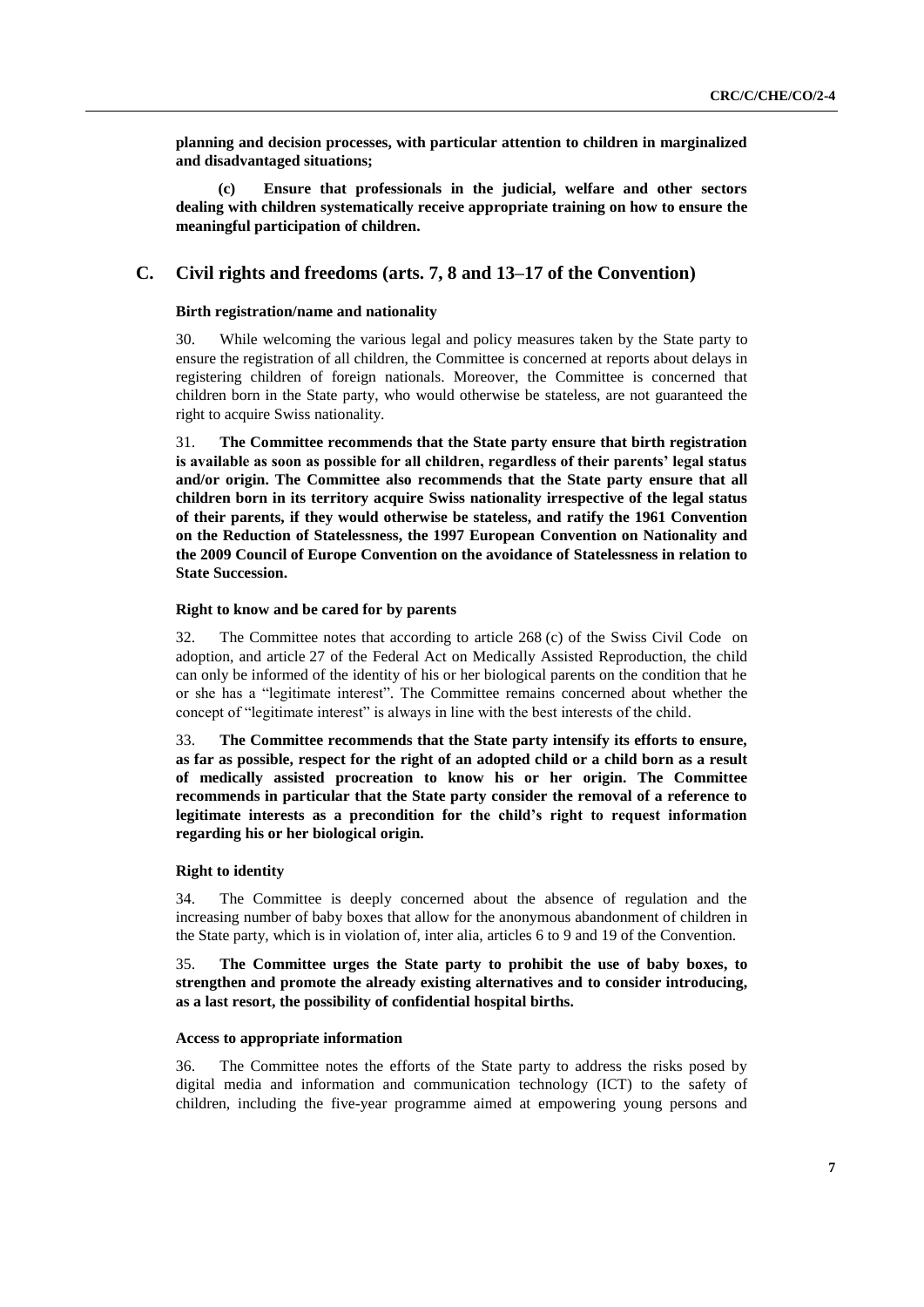**planning and decision processes, with particular attention to children in marginalized and disadvantaged situations;**

**(c) Ensure that professionals in the judicial, welfare and other sectors dealing with children systematically receive appropriate training on how to ensure the meaningful participation of children.**

## C. Civil rights and freedoms (arts. 7, 8 and 13–17 of the Convention)

### Birth registration/name and nationality

30. While welcoming the various legal and policy measures taken by the State party to ensure the registration of all children, the Committee is concerned at reports about delays in registering children of foreign nationals. Moreover, the Committee is concerned that children born in the State party, who would otherwise be stateless, are not guaranteed the right to acquire Swiss nationality.

31. **The Committee recommends that the State party ensure that birth registration is available as soon as possible for all children, regardless of their parents' legal status and/or origin. The Committee also recommends that the State party ensure that all children born in its territory acquire Swiss nationality irrespective of the legal status of their parents, if they would otherwise be stateless, and ratify the 1961 Convention on the Reduction of Statelessness, the 1997 European Convention on Nationality and the 2009 Council of Europe Convention on the avoidance of Statelessness in relation to State Succession.**

### Right to know and be cared for by parents

32. The Committee notes that according to article 268 (c) of the Swiss Civil Code on adoption, and article 27 of the Federal Act on Medically Assisted Reproduction, the child can only be informed of the identity of his or her biological parents on the condition that he or she has a "legitimate interest". The Committee remains concerned about whether the concept of "legitimate interest" is always in line with the best interests of the child.

33. **The Committee recommends that the State party intensify its efforts to ensure, as far as possible, respect for the right of an adopted child or a child born as a result of medically assisted procreation to know his or her origin. The Committee recommends in particular that the State party consider the removal of a reference to legitimate interests as a precondition for the child's right to request information regarding his or her biological origin.**

### Right to identity

34. The Committee is deeply concerned about the absence of regulation and the increasing number of baby boxes that allow for the anonymous abandonment of children in the State party, which is in violation of, inter alia, articles 6 to 9 and 19 of the Convention.

35. **The Committee urges the State party to prohibit the use of baby boxes, to strengthen and promote the already existing alternatives and to consider introducing, as a last resort, the possibility of confidential hospital births.**

### Access to appropriate information

36. The Committee notes the efforts of the State party to address the risks posed by digital media and information and communication technology (ICT) to the safety of children, including the five-year programme aimed at empowering young persons and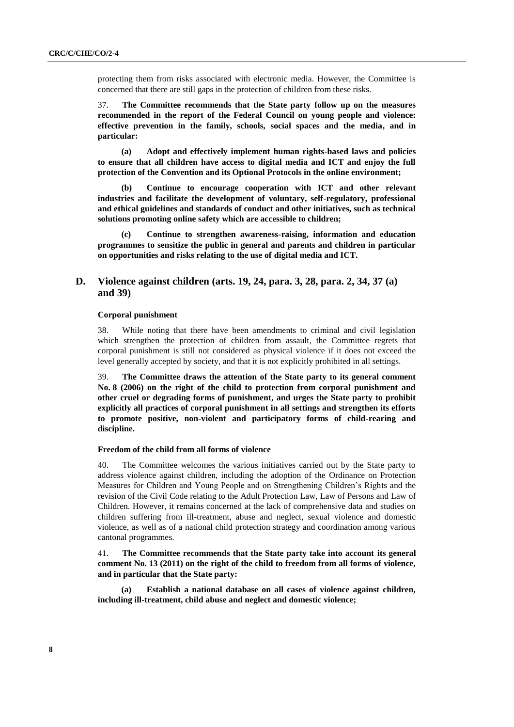protecting them from risks associated with electronic media. However, the Committee is concerned that there are still gaps in the protection of children from these risks.

37. **The Committee recommends that the State party follow up on the measures recommended in the report of the Federal Council on young people and violence: effective prevention in the family, schools, social spaces and the media, and in particular:**

**(a) Adopt and effectively implement human rights-based laws and policies to ensure that all children have access to digital media and ICT and enjoy the full protection of the Convention and its Optional Protocols in the online environment;**

**(b) Continue to encourage cooperation with ICT and other relevant industries and facilitate the development of voluntary, self-regulatory, professional and ethical guidelines and standards of conduct and other initiatives, such as technical solutions promoting online safety which are accessible to children;**

**(c) Continue to strengthen awareness-raising, information and education programmes to sensitize the public in general and parents and children in particular on opportunities and risks relating to the use of digital media and ICT.**

## D. Violence against children (arts. 19, 24, para. 3, 28, para. 2, 34, 37 (a) and 39)

### Corporal punishment

38. While noting that there have been amendments to criminal and civil legislation which strengthen the protection of children from assault, the Committee regrets that corporal punishment is still not considered as physical violence if it does not exceed the level generally accepted by society, and that it is not explicitly prohibited in all settings.

39. **The Committee draws the attention of the State party to its general comment No. 8 (2006) on the right of the child to protection from corporal punishment and other cruel or degrading forms of punishment, and urges the State party to prohibit explicitly all practices of corporal punishment in all settings and strengthen its efforts to promote positive, non-violent and participatory forms of child-rearing and discipline.**

### Freedom of the child from all forms of violence

40. The Committee welcomes the various initiatives carried out by the State party to address violence against children, including the adoption of the Ordinance on Protection Measures for Children and Young People and on Strengthening Children's Rights and the revision of the Civil Code relating to the Adult Protection Law, Law of Persons and Law of Children. However, it remains concerned at the lack of comprehensive data and studies on children suffering from ill-treatment, abuse and neglect, sexual violence and domestic violence, as well as of a national child protection strategy and coordination among various cantonal programmes.

41. **The Committee recommends that the State party take into account its general comment No. 13 (2011) on the right of the child to freedom from all forms of violence, and in particular that the State party:**

**(a) Establish a national database on all cases of violence against children, including ill-treatment, child abuse and neglect and domestic violence;**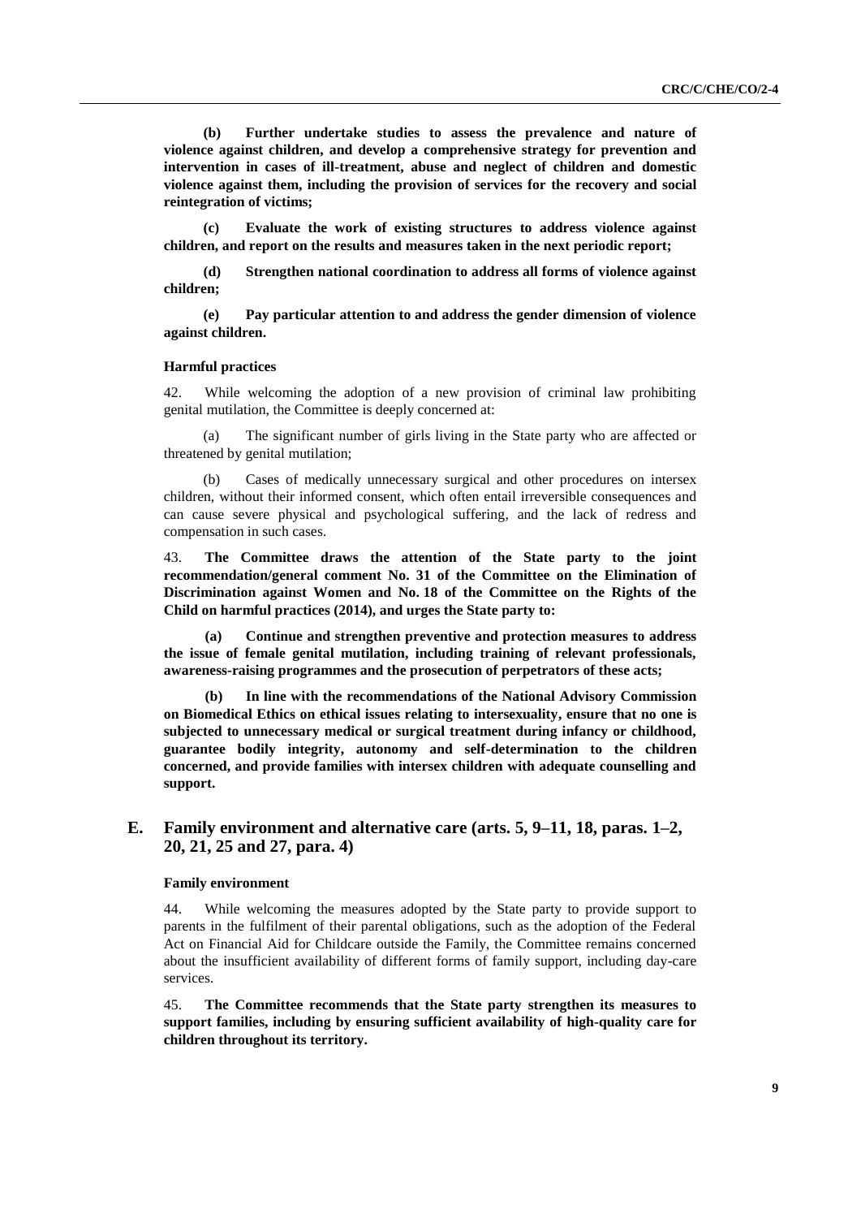**(b) Further undertake studies to assess the prevalence and nature of violence against children, and develop a comprehensive strategy for prevention and intervention in cases of ill-treatment, abuse and neglect of children and domestic violence against them, including the provision of services for the recovery and social reintegration of victims;**

**(c) Evaluate the work of existing structures to address violence against children, and report on the results and measures taken in the next periodic report;**

**(d) Strengthen national coordination to address all forms of violence against children;**

**(e) Pay particular attention to and address the gender dimension of violence against children.**

#### Harmful practices

42. While welcoming the adoption of a new provision of criminal law prohibiting genital mutilation, the Committee is deeply concerned at:

(a) The significant number of girls living in the State party who are affected or threatened by genital mutilation;

(b) Cases of medically unnecessary surgical and other procedures on intersex children, without their informed consent, which often entail irreversible consequences and can cause severe physical and psychological suffering, and the lack of redress and compensation in such cases.

43. **The Committee draws the attention of the State party to the joint recommendation/general comment No. 31 of the Committee on the Elimination of Discrimination against Women and No. 18 of the Committee on the Rights of the Child on harmful practices (2014), and urges the State party to:**

**(a) Continue and strengthen preventive and protection measures to address the issue of female genital mutilation, including training of relevant professionals, awareness-raising programmes and the prosecution of perpetrators of these acts;**

**(b) In line with the recommendations of the National Advisory Commission on Biomedical Ethics on ethical issues relating to intersexuality, ensure that no one is subjected to unnecessary medical or surgical treatment during infancy or childhood, guarantee bodily integrity, autonomy and self-determination to the children concerned, and provide families with intersex children with adequate counselling and support.**

## E. Family environment and alternative care (arts. 5, 9–11, 18, paras. 1–2, 20, 21, 25 and 27, para. 4)

#### Family environment

44. While welcoming the measures adopted by the State party to provide support to parents in the fulfilment of their parental obligations, such as the adoption of the Federal Act on Financial Aid for Childcare outside the Family, the Committee remains concerned about the insufficient availability of different forms of family support, including day-care services.

45. **The Committee recommends that the State party strengthen its measures to support families, including by ensuring sufficient availability of high-quality care for children throughout its territory.**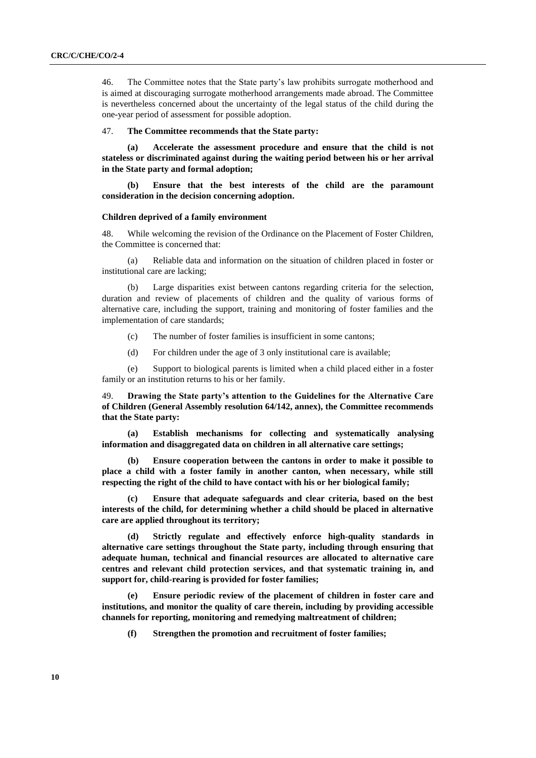46. The Committee notes that the State party's law prohibits surrogate motherhood and is aimed at discouraging surrogate motherhood arrangements made abroad. The Committee is nevertheless concerned about the uncertainty of the legal status of the child during the one-year period of assessment for possible adoption.

47. **The Committee recommends that the State party:**

**(a) Accelerate the assessment procedure and ensure that the child is not stateless or discriminated against during the waiting period between his or her arrival in the State party and formal adoption;**

**(b) Ensure that the best interests of the child are the paramount consideration in the decision concerning adoption.**

#### Children deprived of a family environment

48. While welcoming the revision of the Ordinance on the Placement of Foster Children, the Committee is concerned that:

(a) Reliable data and information on the situation of children placed in foster or institutional care are lacking;

(b) Large disparities exist between cantons regarding criteria for the selection, duration and review of placements of children and the quality of various forms of alternative care, including the support, training and monitoring of foster families and the implementation of care standards;

(c) The number of foster families is insufficient in some cantons;

(d) For children under the age of 3 only institutional care is available;

(e) Support to biological parents is limited when a child placed either in a foster family or an institution returns to his or her family.

49. **Drawing the State party's attention to the Guidelines for the Alternative Care of Children (General Assembly resolution 64/142, annex), the Committee recommends that the State party:**

**(a) Establish mechanisms for collecting and systematically analysing information and disaggregated data on children in all alternative care settings;**

**(b) Ensure cooperation between the cantons in order to make it possible to place a child with a foster family in another canton, when necessary, while still respecting the right of the child to have contact with his or her biological family;**

**(c) Ensure that adequate safeguards and clear criteria, based on the best interests of the child, for determining whether a child should be placed in alternative care are applied throughout its territory;**

**(d) Strictly regulate and effectively enforce high-quality standards in alternative care settings throughout the State party, including through ensuring that adequate human, technical and financial resources are allocated to alternative care centres and relevant child protection services, and that systematic training in, and support for, child-rearing is provided for foster families;**

**(e) Ensure periodic review of the placement of children in foster care and institutions, and monitor the quality of care therein, including by providing accessible channels for reporting, monitoring and remedying maltreatment of children;**

**(f) Strengthen the promotion and recruitment of foster families;**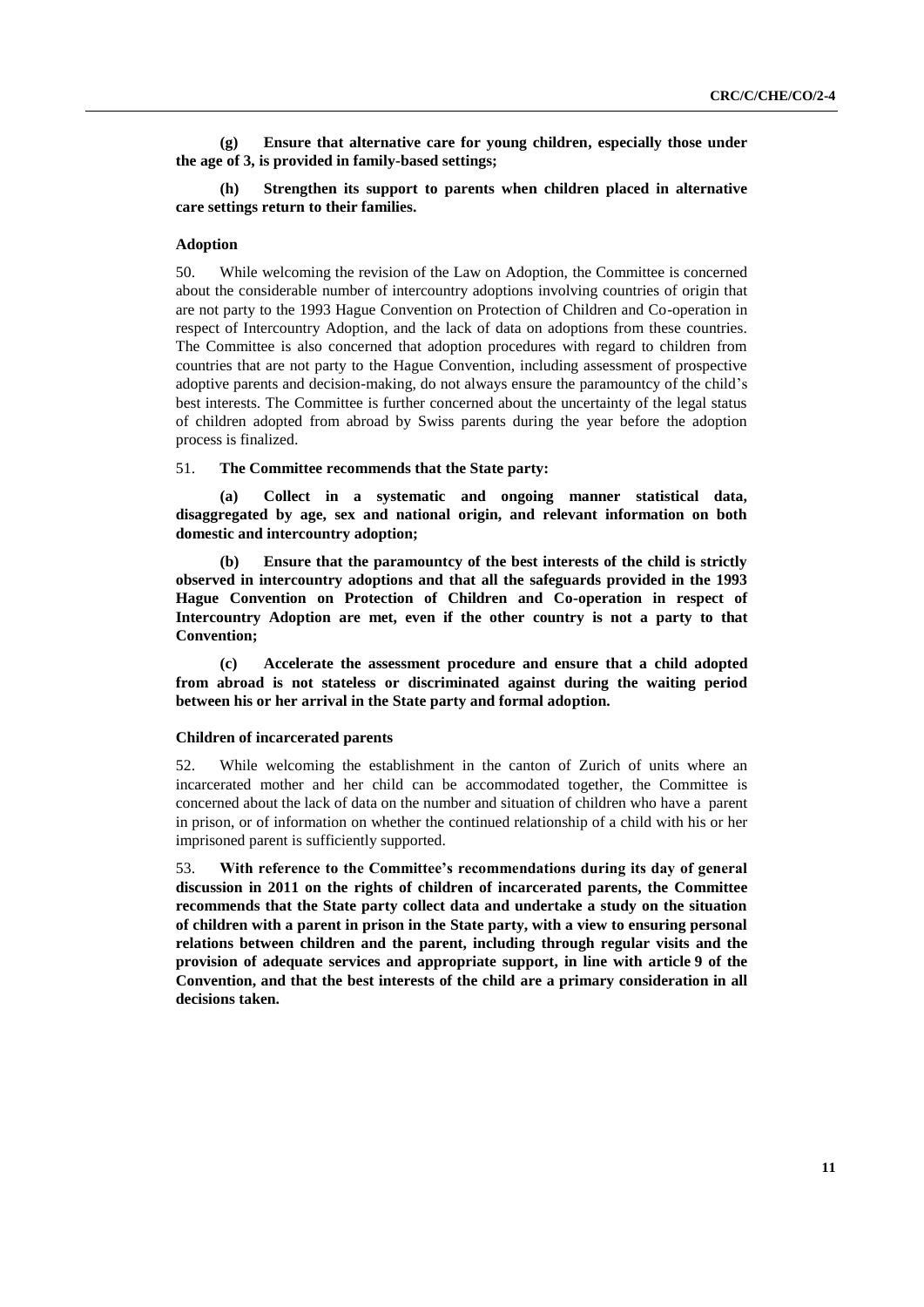**(g) Ensure that alternative care for young children, especially those under the age of 3, is provided in family-based settings;**

**(h) Strengthen its support to parents when children placed in alternative care settings return to their families.**

### Adoption

50. While welcoming the revision of the Law on Adoption, the Committee is concerned about the considerable number of intercountry adoptions involving countries of origin that are not party to the 1993 Hague Convention on Protection of Children and Co-operation in respect of Intercountry Adoption, and the lack of data on adoptions from these countries. The Committee is also concerned that adoption procedures with regard to children from countries that are not party to the Hague Convention, including assessment of prospective adoptive parents and decision-making, do not always ensure the paramountcy of the child's best interests. The Committee is further concerned about the uncertainty of the legal status of children adopted from abroad by Swiss parents during the year before the adoption process is finalized.

51. **The Committee recommends that the State party:**

**(a) Collect in a systematic and ongoing manner statistical data, disaggregated by age, sex and national origin, and relevant information on both domestic and intercountry adoption;**

**(b) Ensure that the paramountcy of the best interests of the child is strictly observed in intercountry adoptions and that all the safeguards provided in the 1993 Hague Convention on Protection of Children and Co-operation in respect of Intercountry Adoption are met, even if the other country is not a party to that Convention;**

**(c) Accelerate the assessment procedure and ensure that a child adopted from abroad is not stateless or discriminated against during the waiting period between his or her arrival in the State party and formal adoption.**

### Children of incarcerated parents

52. While welcoming the establishment in the canton of Zurich of units where an incarcerated mother and her child can be accommodated together, the Committee is concerned about the lack of data on the number and situation of children who have a parent in prison, or of information on whether the continued relationship of a child with his or her imprisoned parent is sufficiently supported.

53. **With reference to the Committee's recommendations during its day of general discussion in 2011 on the rights of children of incarcerated parents, the Committee recommends that the State party collect data and undertake a study on the situation of children with a parent in prison in the State party, with a view to ensuring personal relations between children and the parent, including through regular visits and the provision of adequate services and appropriate support, in line with article 9 of the Convention, and that the best interests of the child are a primary consideration in all decisions taken.**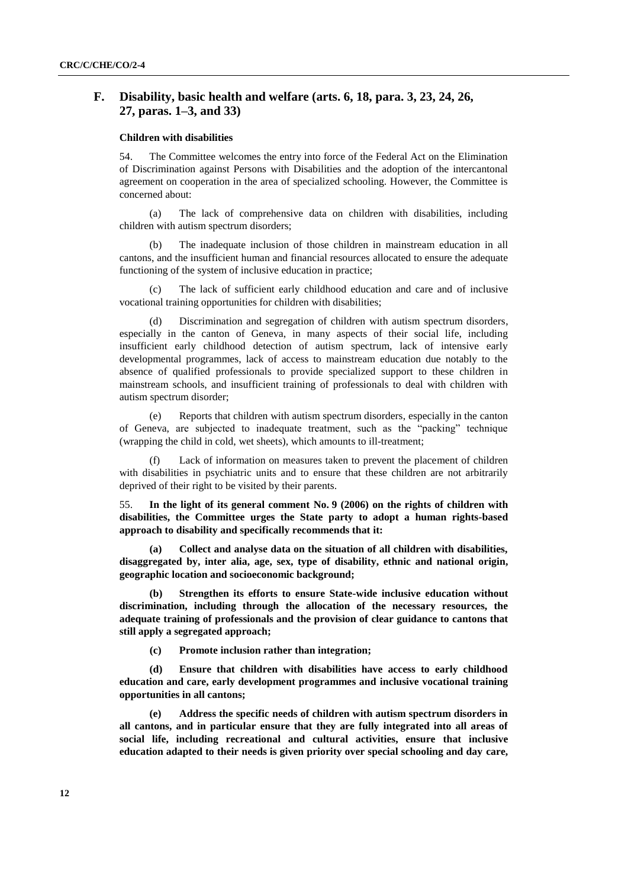## F. Disability, basic health and welfare (arts. 6, 18, para. 3, 23, 24, 26, 27, paras. 1–3, and 33)

### Children with disabilities

54. The Committee welcomes the entry into force of the Federal Act on the Elimination of Discrimination against Persons with Disabilities and the adoption of the intercantonal agreement on cooperation in the area of specialized schooling. However, the Committee is concerned about:

(a) The lack of comprehensive data on children with disabilities, including children with autism spectrum disorders;

(b) The inadequate inclusion of those children in mainstream education in all cantons, and the insufficient human and financial resources allocated to ensure the adequate functioning of the system of inclusive education in practice;

(c) The lack of sufficient early childhood education and care and of inclusive vocational training opportunities for children with disabilities;

(d) Discrimination and segregation of children with autism spectrum disorders, especially in the canton of Geneva, in many aspects of their social life, including insufficient early childhood detection of autism spectrum, lack of intensive early developmental programmes, lack of access to mainstream education due notably to the absence of qualified professionals to provide specialized support to these children in mainstream schools, and insufficient training of professionals to deal with children with autism spectrum disorder;

(e) Reports that children with autism spectrum disorders, especially in the canton of Geneva, are subjected to inadequate treatment, such as the "packing" technique (wrapping the child in cold, wet sheets), which amounts to ill-treatment;

(f) Lack of information on measures taken to prevent the placement of children with disabilities in psychiatric units and to ensure that these children are not arbitrarily deprived of their right to be visited by their parents.

55. **In the light of its general comment No. 9 (2006) on the rights of children with disabilities, the Committee urges the State party to adopt a human rights-based approach to disability and specifically recommends that it:**

**(a) Collect and analyse data on the situation of all children with disabilities, disaggregated by, inter alia, age, sex, type of disability, ethnic and national origin, geographic location and socioeconomic background;**

**(b) Strengthen its efforts to ensure State-wide inclusive education without discrimination, including through the allocation of the necessary resources, the adequate training of professionals and the provision of clear guidance to cantons that still apply a segregated approach;**

**(c) Promote inclusion rather than integration;**

**(d) Ensure that children with disabilities have access to early childhood education and care, early development programmes and inclusive vocational training opportunities in all cantons;**

**(e) Address the specific needs of children with autism spectrum disorders in all cantons, and in particular ensure that they are fully integrated into all areas of social life, including recreational and cultural activities, ensure that inclusive education adapted to their needs is given priority over special schooling and day care,**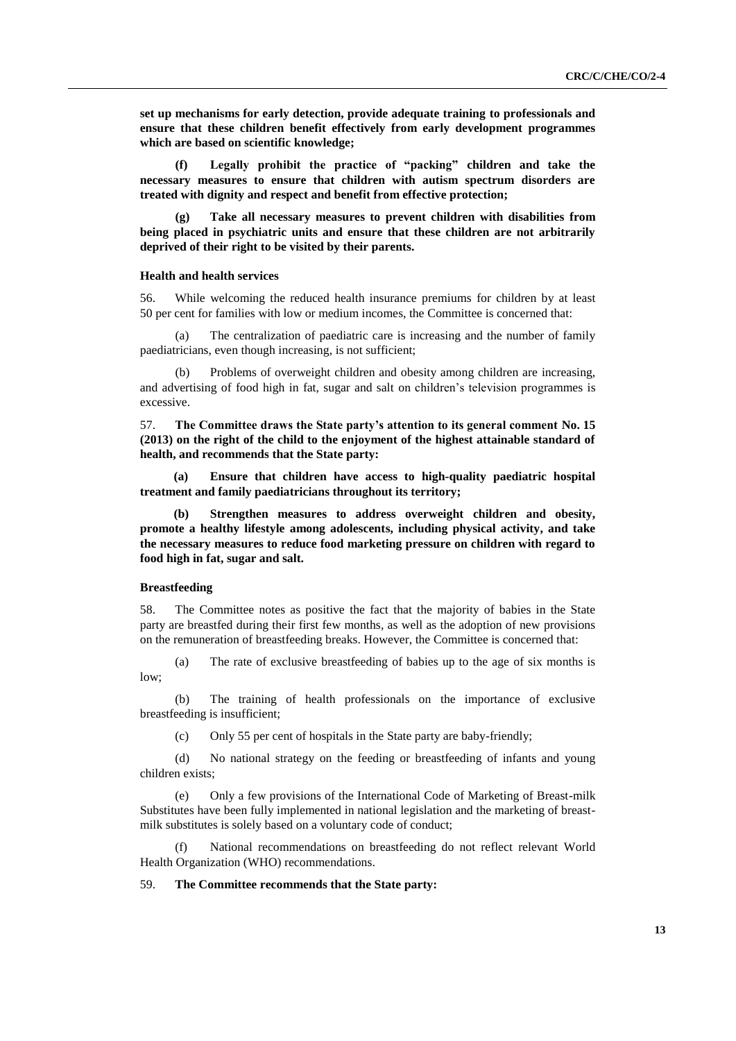**set up mechanisms for early detection, provide adequate training to professionals and ensure that these children benefit effectively from early development programmes which are based on scientific knowledge;**

**(f) Legally prohibit the practice of "packing" children and take the necessary measures to ensure that children with autism spectrum disorders are treated with dignity and respect and benefit from effective protection;**

**(g) Take all necessary measures to prevent children with disabilities from being placed in psychiatric units and ensure that these children are not arbitrarily deprived of their right to be visited by their parents.**

#### Health and health services

56. While welcoming the reduced health insurance premiums for children by at least 50 per cent for families with low or medium incomes, the Committee is concerned that:

(a) The centralization of paediatric care is increasing and the number of family paediatricians, even though increasing, is not sufficient;

(b) Problems of overweight children and obesity among children are increasing, and advertising of food high in fat, sugar and salt on children's television programmes is excessive.

57. **The Committee draws the State party's attention to its general comment No. 15 (2013) on the right of the child to the enjoyment of the highest attainable standard of health, and recommends that the State party:**

**(a) Ensure that children have access to high-quality paediatric hospital treatment and family paediatricians throughout its territory;**

**(b) Strengthen measures to address overweight children and obesity, promote a healthy lifestyle among adolescents, including physical activity, and take the necessary measures to reduce food marketing pressure on children with regard to food high in fat, sugar and salt.**

#### Breastfeeding

58. The Committee notes as positive the fact that the majority of babies in the State party are breastfed during their first few months, as well as the adoption of new provisions on the remuneration of breastfeeding breaks. However, the Committee is concerned that:

(a) The rate of exclusive breastfeeding of babies up to the age of six months is low;

(b) The training of health professionals on the importance of exclusive breastfeeding is insufficient;

(c) Only 55 per cent of hospitals in the State party are baby-friendly;

(d) No national strategy on the feeding or breastfeeding of infants and young children exists;

(e) Only a few provisions of the International Code of Marketing of Breast-milk Substitutes have been fully implemented in national legislation and the marketing of breast-milk substitutes is solely based on a voluntary code of conduct;

(f) National recommendations on breastfeeding do not reflect relevant World Health Organization (WHO) recommendations.

59. **The Committee recommends that the State party:**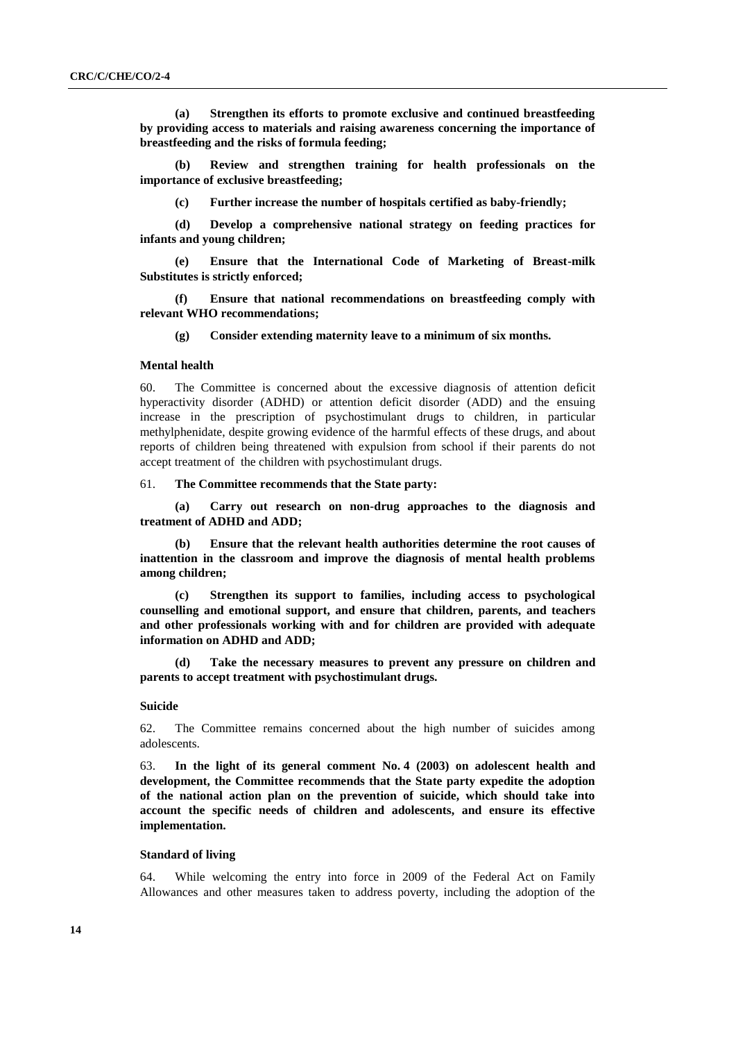**(a) Strengthen its efforts to promote exclusive and continued breastfeeding by providing access to materials and raising awareness concerning the importance of breastfeeding and the risks of formula feeding;**

**(b) Review and strengthen training for health professionals on the importance of exclusive breastfeeding;**

**(c) Further increase the number of hospitals certified as baby-friendly;**

**(d) Develop a comprehensive national strategy on feeding practices for infants and young children;**

**(e) Ensure that the International Code of Marketing of Breast-milk Substitutes is strictly enforced;**

**(f) Ensure that national recommendations on breastfeeding comply with relevant WHO recommendations;**

**(g) Consider extending maternity leave to a minimum of six months.**

#### Mental health

60. The Committee is concerned about the excessive diagnosis of attention deficit hyperactivity disorder (ADHD) or attention deficit disorder (ADD) and the ensuing increase in the prescription of psychostimulant drugs to children, in particular methylphenidate, despite growing evidence of the harmful effects of these drugs, and about reports of children being threatened with expulsion from school if their parents do not accept treatment of the children with psychostimulant drugs.

61. **The Committee recommends that the State party:**

**(a) Carry out research on non-drug approaches to the diagnosis and treatment of ADHD and ADD;**

**(b) Ensure that the relevant health authorities determine the root causes of inattention in the classroom and improve the diagnosis of mental health problems among children;**

**(c) Strengthen its support to families, including access to psychological counselling and emotional support, and ensure that children, parents, and teachers and other professionals working with and for children are provided with adequate information on ADHD and ADD;**

**(d) Take the necessary measures to prevent any pressure on children and parents to accept treatment with psychostimulant drugs.**

#### Suicide

62. The Committee remains concerned about the high number of suicides among adolescents.

63. **In the light of its general comment No. 4 (2003) on adolescent health and development, the Committee recommends that the State party expedite the adoption of the national action plan on the prevention of suicide, which should take into account the specific needs of children and adolescents, and ensure its effective implementation.**

#### Standard of living

64. While welcoming the entry into force in 2009 of the Federal Act on Family Allowances and other measures taken to address poverty, including the adoption of the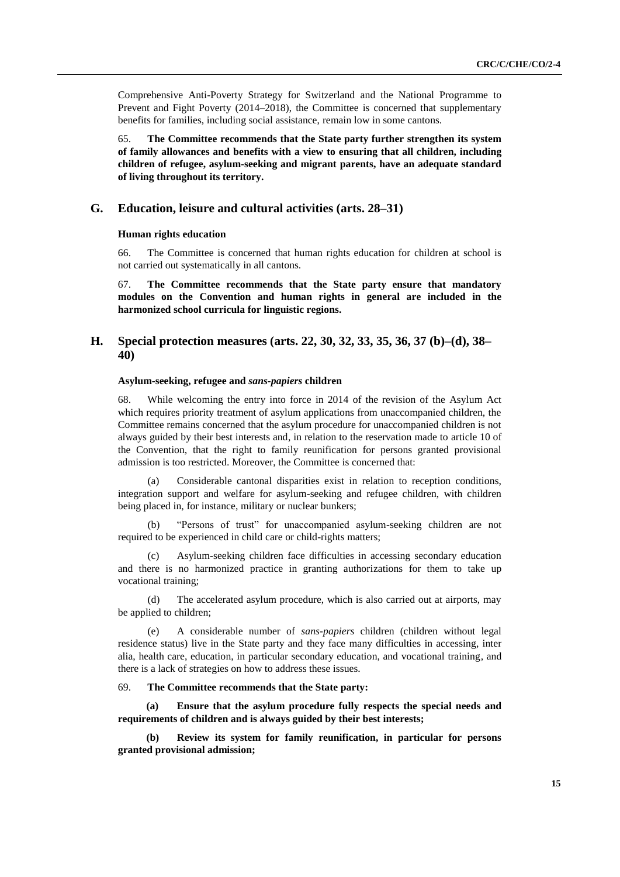Comprehensive Anti-Poverty Strategy for Switzerland and the National Programme to Prevent and Fight Poverty (2014–2018), the Committee is concerned that supplementary benefits for families, including social assistance, remain low in some cantons.

65. **The Committee recommends that the State party further strengthen its system of family allowances and benefits with a view to ensuring that all children, including children of refugee, asylum-seeking and migrant parents, have an adequate standard of living throughout its territory.**

## G. Education, leisure and cultural activities (arts. 28–31)

### Human rights education

66. The Committee is concerned that human rights education for children at school is not carried out systematically in all cantons.

67. **The Committee recommends that the State party ensure that mandatory modules on the Convention and human rights in general are included in the harmonized school curricula for linguistic regions.**

## H. Special protection measures (arts. 22, 30, 32, 33, 35, 36, 37 (b)–(d), 38–40)

### Asylum-seeking, refugee and *sans-papiers* children

68. While welcoming the entry into force in 2014 of the revision of the Asylum Act which requires priority treatment of asylum applications from unaccompanied children, the Committee remains concerned that the asylum procedure for unaccompanied children is not always guided by their best interests and, in relation to the reservation made to article 10 of the Convention, that the right to family reunification for persons granted provisional admission is too restricted. Moreover, the Committee is concerned that:

(a) Considerable cantonal disparities exist in relation to reception conditions, integration support and welfare for asylum-seeking and refugee children, with children being placed in, for instance, military or nuclear bunkers;

(b) "Persons of trust" for unaccompanied asylum-seeking children are not required to be experienced in child care or child-rights matters;

(c) Asylum-seeking children face difficulties in accessing secondary education and there is no harmonized practice in granting authorizations for them to take up vocational training;

(d) The accelerated asylum procedure, which is also carried out at airports, may be applied to children;

(e) A considerable number of *sans-papiers* children (children without legal residence status) live in the State party and they face many difficulties in accessing, inter alia, health care, education, in particular secondary education, and vocational training, and there is a lack of strategies on how to address these issues.

69. **The Committee recommends that the State party:**

**(a) Ensure that the asylum procedure fully respects the special needs and requirements of children and is always guided by their best interests;**

**(b) Review its system for family reunification, in particular for persons granted provisional admission;**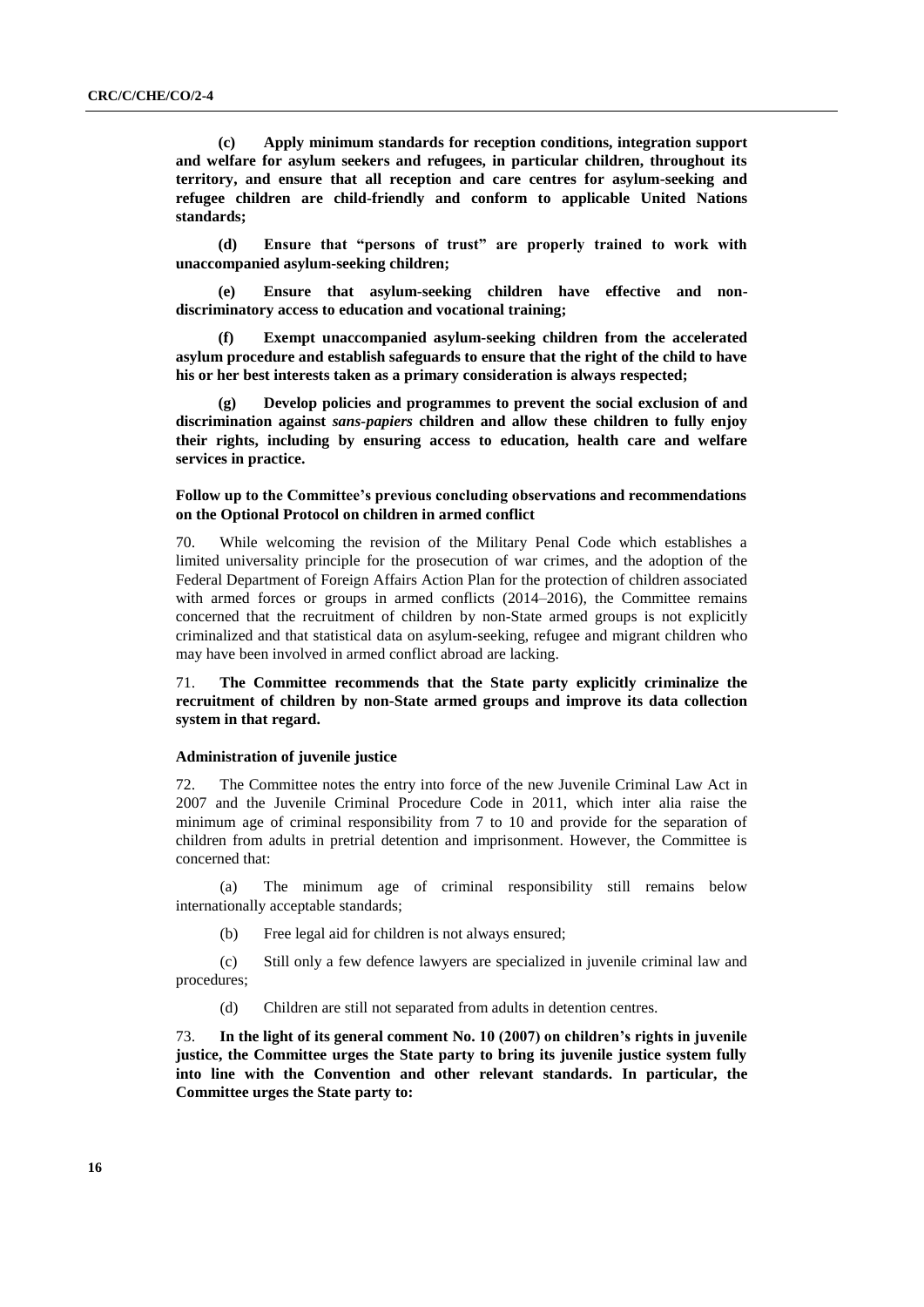**(c) Apply minimum standards for reception conditions, integration support and welfare for asylum seekers and refugees, in particular children, throughout its territory, and ensure that all reception and care centres for asylum-seeking and refugee children are child-friendly and conform to applicable United Nations standards;**

**(d) Ensure that "persons of trust" are properly trained to work with unaccompanied asylum-seeking children;**

**(e) Ensure that asylum-seeking children have effective and non-discriminatory access to education and vocational training;**

**(f) Exempt unaccompanied asylum-seeking children from the accelerated asylum procedure and establish safeguards to ensure that the right of the child to have his or her best interests taken as a primary consideration is always respected;**

**(g) Develop policies and programmes to prevent the social exclusion of and discrimination against *sans-papiers* children and allow these children to fully enjoy their rights, including by ensuring access to education, health care and welfare services in practice.**

### Follow up to the Committee's previous concluding observations and recommendations on the Optional Protocol on children in armed conflict

70. While welcoming the revision of the Military Penal Code which establishes a limited universality principle for the prosecution of war crimes, and the adoption of the Federal Department of Foreign Affairs Action Plan for the protection of children associated with armed forces or groups in armed conflicts (2014–2016), the Committee remains concerned that the recruitment of children by non-State armed groups is not explicitly criminalized and that statistical data on asylum-seeking, refugee and migrant children who may have been involved in armed conflict abroad are lacking.

71. **The Committee recommends that the State party explicitly criminalize the recruitment of children by non-State armed groups and improve its data collection system in that regard.**

### Administration of juvenile justice

72. The Committee notes the entry into force of the new Juvenile Criminal Law Act in 2007 and the Juvenile Criminal Procedure Code in 2011, which inter alia raise the minimum age of criminal responsibility from 7 to 10 and provide for the separation of children from adults in pretrial detention and imprisonment. However, the Committee is concerned that:

(a) The minimum age of criminal responsibility still remains below internationally acceptable standards;

(b) Free legal aid for children is not always ensured;

(c) Still only a few defence lawyers are specialized in juvenile criminal law and procedures;

(d) Children are still not separated from adults in detention centres.

73. **In the light of its general comment No. 10 (2007) on children's rights in juvenile justice, the Committee urges the State party to bring its juvenile justice system fully into line with the Convention and other relevant standards. In particular, the Committee urges the State party to:**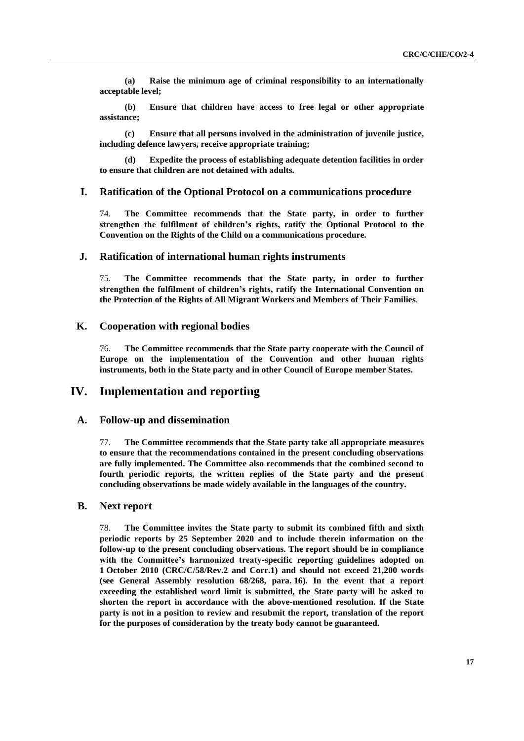**(a) Raise the minimum age of criminal responsibility to an internationally acceptable level;**

**(b) Ensure that children have access to free legal or other appropriate assistance;**

**(c) Ensure that all persons involved in the administration of juvenile justice, including defence lawyers, receive appropriate training;**

**(d) Expedite the process of establishing adequate detention facilities in order to ensure that children are not detained with adults.**

## I. Ratification of the Optional Protocol on a communications procedure

74. **The Committee recommends that the State party, in order to further strengthen the fulfilment of children's rights, ratify the Optional Protocol to the Convention on the Rights of the Child on a communications procedure.**

## J. Ratification of international human rights instruments

75. **The Committee recommends that the State party, in order to further strengthen the fulfilment of children's rights, ratify the International Convention on the Protection of the Rights of All Migrant Workers and Members of Their Families**.

## K. Cooperation with regional bodies

76. **The Committee recommends that the State party cooperate with the Council of Europe on the implementation of the Convention and other human rights instruments, both in the State party and in other Council of Europe member States.**

# IV. Implementation and reporting

## A. Follow-up and dissemination

77. **The Committee recommends that the State party take all appropriate measures to ensure that the recommendations contained in the present concluding observations are fully implemented. The Committee also recommends that the combined second to fourth periodic reports, the written replies of the State party and the present concluding observations be made widely available in the languages of the country.**

## B. Next report

78. **The Committee invites the State party to submit its combined fifth and sixth periodic reports by 25 September 2020 and to include therein information on the follow-up to the present concluding observations. The report should be in compliance with the Committee's harmonized treaty-specific reporting guidelines adopted on 1 October 2010 (CRC/C/58/Rev.2 and Corr.1) and should not exceed 21,200 words (see General Assembly resolution 68/268, para. 16). In the event that a report exceeding the established word limit is submitted, the State party will be asked to shorten the report in accordance with the above-mentioned resolution. If the State party is not in a position to review and resubmit the report, translation of the report for the purposes of consideration by the treaty body cannot be guaranteed.**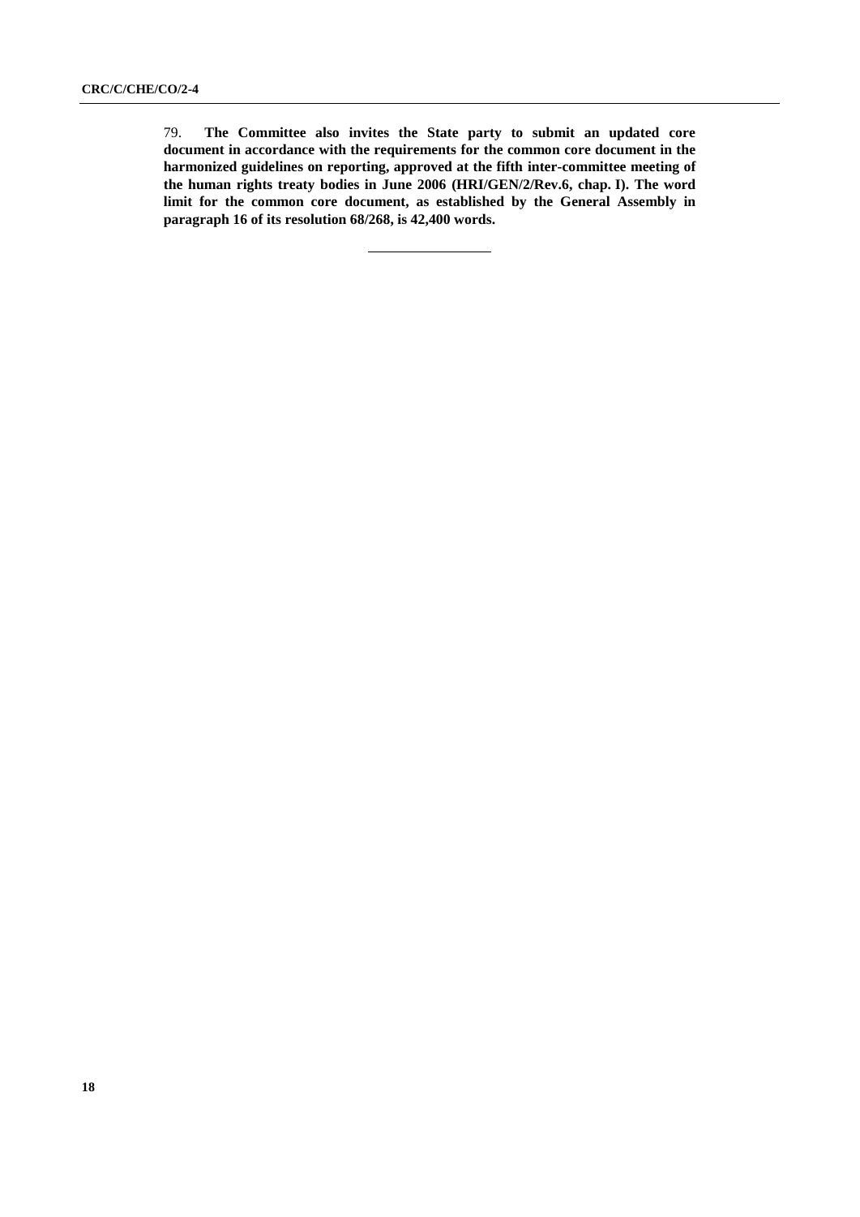79. **The Committee also invites the State party to submit an updated core document in accordance with the requirements for the common core document in the harmonized guidelines on reporting, approved at the fifth inter-committee meeting of the human rights treaty bodies in June 2006 (HRI/GEN/2/Rev.6, chap. I). The word limit for the common core document, as established by the General Assembly in paragraph 16 of its resolution 68/268, is 42,400 words.**